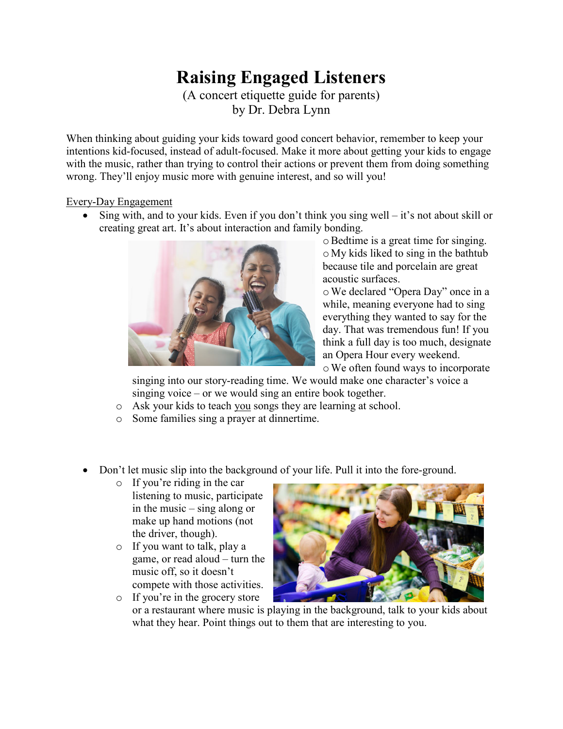# Raising Engaged Listeners

(A concert etiquette guide for parents)
by Dr. Debra Lynn

When thinking about guiding your kids toward good concert behavior, remember to keep your intentions kid-focused, instead of adult-focused. Make it more about getting your kids to engage with the music, rather than trying to control their actions or prevent them from doing something wrong. They'll enjoy music more with genuine interest, and so will you!

Every-Day Engagement

- Sing with, and to your kids. Even if you don't think you sing well – it's not about skill or creating great art. It's about interaction and family bonding.
  - Bedtime is a great time for singing.
  - My kids liked to sing in the bathtub because tile and porcelain are great acoustic surfaces.
  - We declared "Opera Day" once in a while, meaning everyone had to sing everything they wanted to say for the day. That was tremendous fun! If you think a full day is too much, designate an Opera Hour every weekend.
  - We often found ways to incorporate singing into our story-reading time. We would make one character's voice a singing voice – or we would sing an entire book together.
  - Ask your kids to teach you songs they are learning at school.
  - Some families sing a prayer at dinnertime.

- Don't let music slip into the background of your life. Pull it into the fore-ground.
  - If you're riding in the car listening to music, participate in the music – sing along or make up hand motions (not the driver, though).
  - If you want to talk, play a game, or read aloud – turn the music off, so it doesn't compete with those activities.
  - If you're in the grocery store or a restaurant where music is playing in the background, talk to your kids about what they hear. Point things out to them that are interesting to you.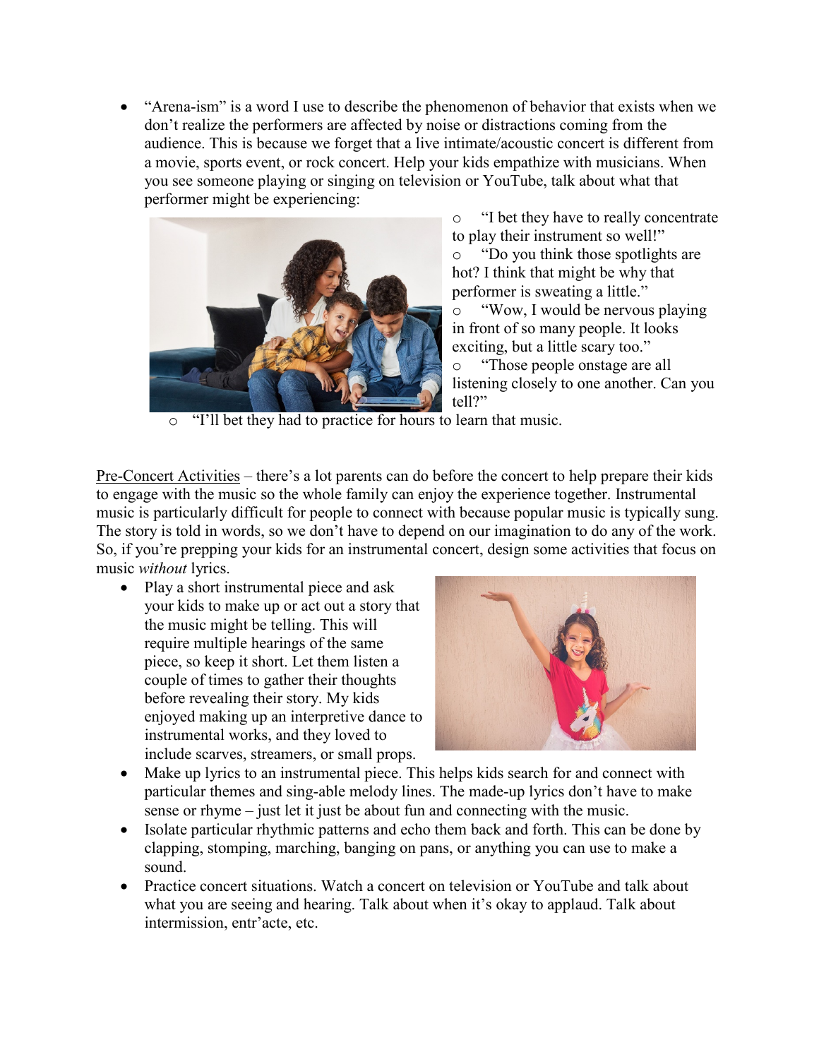- "Arena-ism" is a word I use to describe the phenomenon of behavior that exists when we don't realize the performers are affected by noise or distractions coming from the audience. This is because we forget that a live intimate/acoustic concert is different from a movie, sports event, or rock concert. Help your kids empathize with musicians. When you see someone playing or singing on television or YouTube, talk about what that performer might be experiencing:
  - "I bet they have to really concentrate to play their instrument so well!"
  - "Do you think those spotlights are hot? I think that might be why that performer is sweating a little."
  - "Wow, I would be nervous playing in front of so many people. It looks exciting, but a little scary too."
  - "Those people onstage are all listening closely to one another. Can you tell?"
  - "I'll bet they had to practice for hours to learn that music.

<u>Pre-Concert Activities</u> – there's a lot parents can do before the concert to help prepare their kids to engage with the music so the whole family can enjoy the experience together. Instrumental music is particularly difficult for people to connect with because popular music is typically sung. The story is told in words, so we don't have to depend on our imagination to do any of the work. So, if you're prepping your kids for an instrumental concert, design some activities that focus on music *without* lyrics.

- Play a short instrumental piece and ask your kids to make up or act out a story that the music might be telling. This will require multiple hearings of the same piece, so keep it short. Let them listen a couple of times to gather their thoughts before revealing their story. My kids enjoyed making up an interpretive dance to instrumental works, and they loved to include scarves, streamers, or small props.
- Make up lyrics to an instrumental piece. This helps kids search for and connect with particular themes and sing-able melody lines. The made-up lyrics don't have to make sense or rhyme – just let it just be about fun and connecting with the music.
- Isolate particular rhythmic patterns and echo them back and forth. This can be done by clapping, stomping, marching, banging on pans, or anything you can use to make a sound.
- Practice concert situations. Watch a concert on television or YouTube and talk about what you are seeing and hearing. Talk about when it's okay to applaud. Talk about intermission, entr'acte, etc.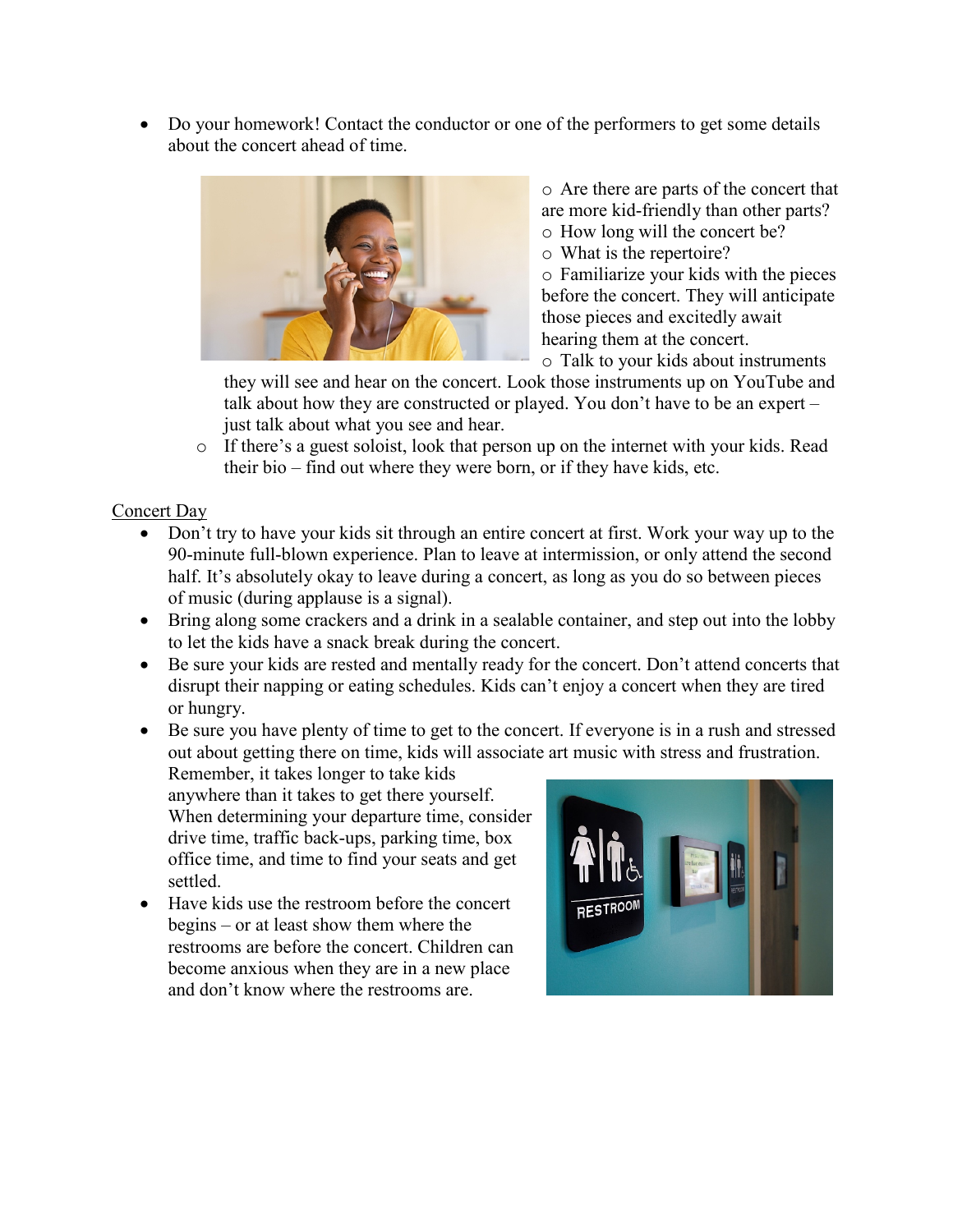- Do your homework! Contact the conductor or one of the performers to get some details about the concert ahead of time.
  - Are there are parts of the concert that are more kid-friendly than other parts?
  - How long will the concert be?
  - What is the repertoire?
  - Familiarize your kids with the pieces before the concert. They will anticipate those pieces and excitedly await hearing them at the concert.
  - Talk to your kids about instruments they will see and hear on the concert. Look those instruments up on YouTube and talk about how they are constructed or played. You don't have to be an expert – just talk about what you see and hear.
  - If there's a guest soloist, look that person up on the internet with your kids. Read their bio – find out where they were born, or if they have kids, etc.

<u>Concert Day</u>

- Don't try to have your kids sit through an entire concert at first. Work your way up to the 90-minute full-blown experience. Plan to leave at intermission, or only attend the second half. It's absolutely okay to leave during a concert, as long as you do so between pieces of music (during applause is a signal).
- Bring along some crackers and a drink in a sealable container, and step out into the lobby to let the kids have a snack break during the concert.
- Be sure your kids are rested and mentally ready for the concert. Don't attend concerts that disrupt their napping or eating schedules. Kids can't enjoy a concert when they are tired or hungry.
- Be sure you have plenty of time to get to the concert. If everyone is in a rush and stressed out about getting there on time, kids will associate art music with stress and frustration. Remember, it takes longer to take kids anywhere than it takes to get there yourself. When determining your departure time, consider drive time, traffic back-ups, parking time, box office time, and time to find your seats and get settled.
- Have kids use the restroom before the concert begins – or at least show them where the restrooms are before the concert. Children can become anxious when they are in a new place and don't know where the restrooms are.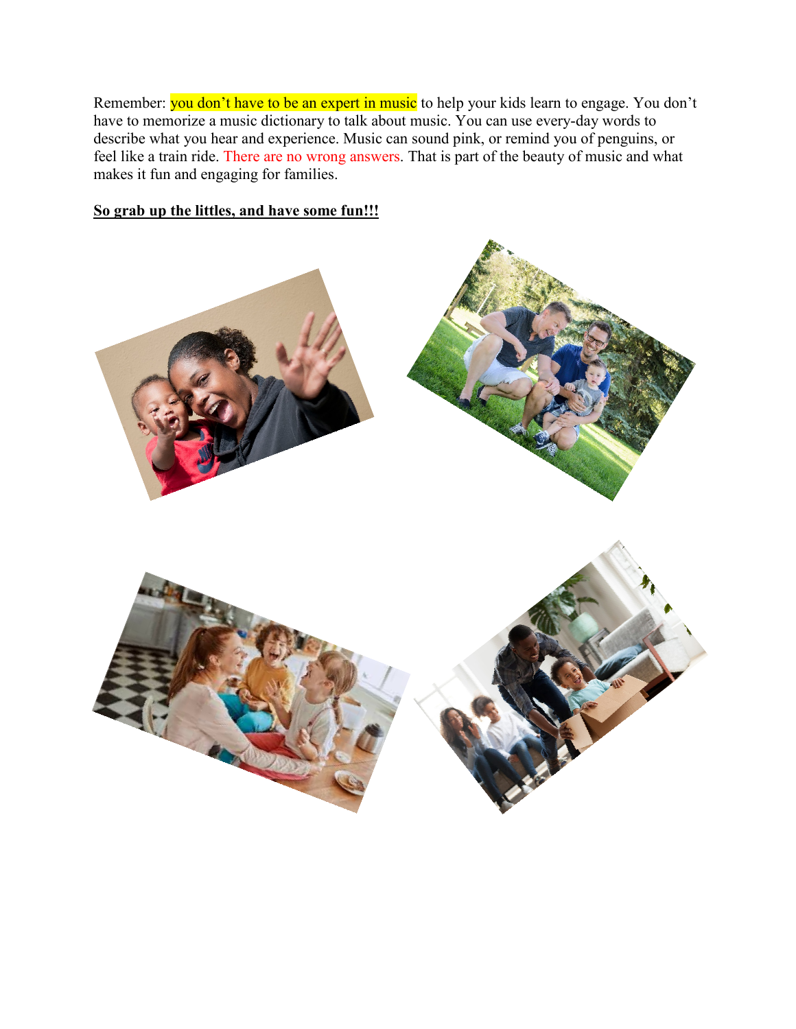Remember: you don't have to be an expert in music to help your kids learn to engage. You don't have to memorize a music dictionary to talk about music. You can use every-day words to describe what you hear and experience. Music can sound pink, or remind you of penguins, or feel like a train ride. There are no wrong answers. That is part of the beauty of music and what makes it fun and engaging for families.

**So grab up the littles, and have some fun!!!**